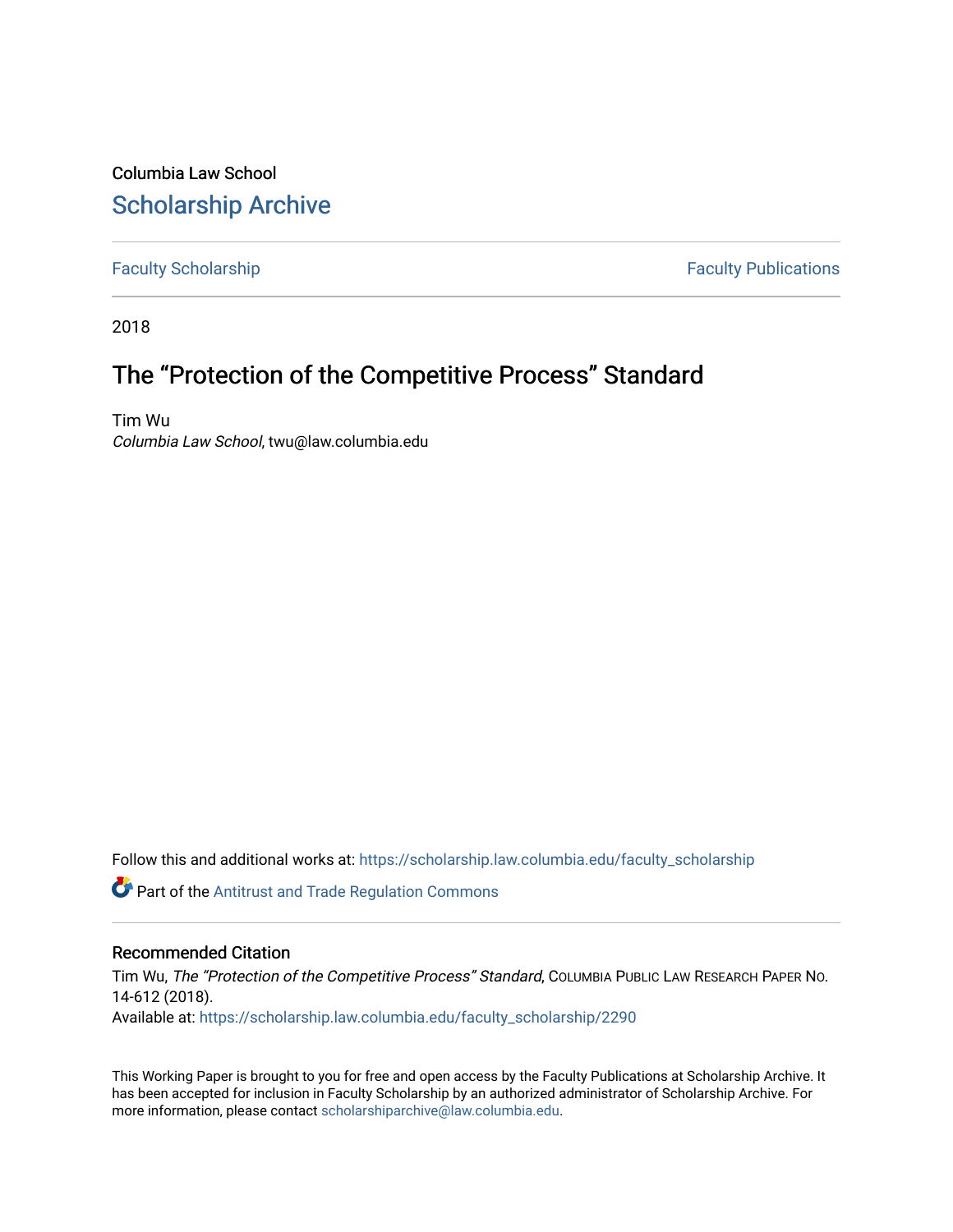Columbia Law School

## Scholarship Archive

Faculty Scholarship | Faculty Publications

2018

# The "Protection of the Competitive Process" Standard

Tim Wu
*Columbia Law School*, twu@law.columbia.edu

Follow this and additional works at: https://scholarship.law.columbia.edu/faculty_scholarship

Part of the Antitrust and Trade Regulation Commons

### Recommended Citation

Tim Wu, *The "Protection of the Competitive Process" Standard*, Columbia Public Law Research Paper No. 14-612 (2018).
Available at: https://scholarship.law.columbia.edu/faculty_scholarship/2290

This Working Paper is brought to you for free and open access by the Faculty Publications at Scholarship Archive. It has been accepted for inclusion in Faculty Scholarship by an authorized administrator of Scholarship Archive. For more information, please contact scholarshiparchive@law.columbia.edu.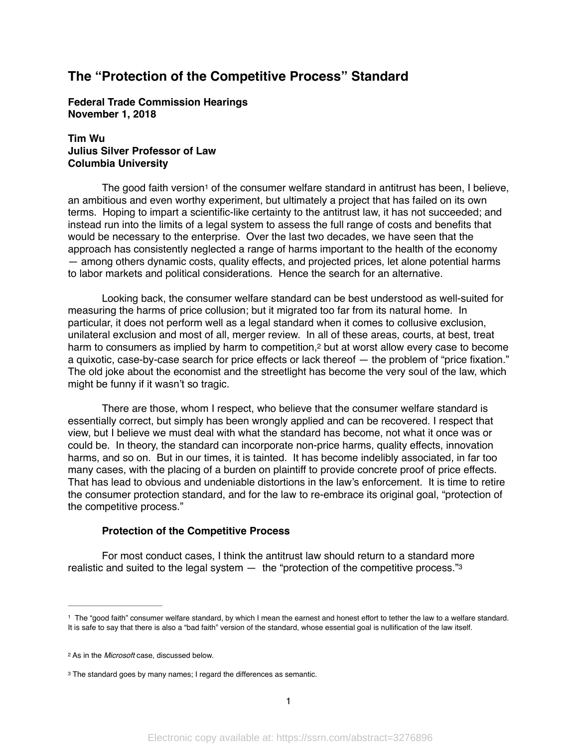# The "Protection of the Competitive Process" Standard

**Federal Trade Commission Hearings**
**November 1, 2018**

**Tim Wu**
**Julius Silver Professor of Law**
**Columbia University**

The good faith version[1] of the consumer welfare standard in antitrust has been, I believe, an ambitious and even worthy experiment, but ultimately a project that has failed on its own terms. Hoping to impart a scientific-like certainty to the antitrust law, it has not succeeded; and instead run into the limits of a legal system to assess the full range of costs and benefits that would be necessary to the enterprise. Over the last two decades, we have seen that the approach has consistently neglected a range of harms important to the health of the economy — among others dynamic costs, quality effects, and projected prices, let alone potential harms to labor markets and political considerations. Hence the search for an alternative.

Looking back, the consumer welfare standard can be best understood as well-suited for measuring the harms of price collusion; but it migrated too far from its natural home. In particular, it does not perform well as a legal standard when it comes to collusive exclusion, unilateral exclusion and most of all, merger review. In all of these areas, courts, at best, treat harm to consumers as implied by harm to competition,[2] but at worst allow every case to become a quixotic, case-by-case search for price effects or lack thereof — the problem of "price fixation." The old joke about the economist and the streetlight has become the very soul of the law, which might be funny if it wasn't so tragic.

There are those, whom I respect, who believe that the consumer welfare standard is essentially correct, but simply has been wrongly applied and can be recovered. I respect that view, but I believe we must deal with what the standard has become, not what it once was or could be. In theory, the standard can incorporate non-price harms, quality effects, innovation harms, and so on. But in our times, it is tainted. It has become indelibly associated, in far too many cases, with the placing of a burden on plaintiff to provide concrete proof of price effects. That has lead to obvious and undeniable distortions in the law's enforcement. It is time to retire the consumer protection standard, and for the law to re-embrace its original goal, "protection of the competitive process."

### Protection of the Competitive Process

For most conduct cases, I think the antitrust law should return to a standard more realistic and suited to the legal system — the "protection of the competitive process."[3]

---

[1] The "good faith" consumer welfare standard, by which I mean the earnest and honest effort to tether the law to a welfare standard. It is safe to say that there is also a "bad faith" version of the standard, whose essential goal is nullification of the law itself.

[2] As in the *Microsoft* case, discussed below.

[3] The standard goes by many names; I regard the differences as semantic.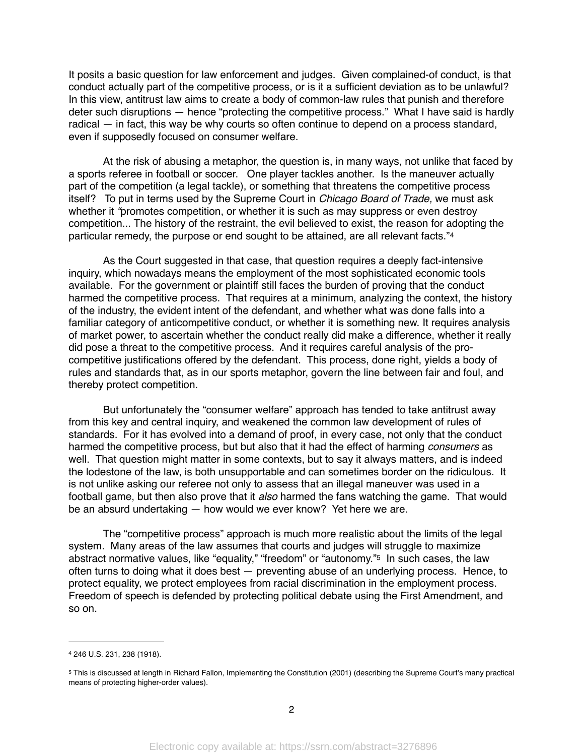It posits a basic question for law enforcement and judges. Given complained-of conduct, is that conduct actually part of the competitive process, or is it a sufficient deviation as to be unlawful? In this view, antitrust law aims to create a body of common-law rules that punish and therefore deter such disruptions — hence "protecting the competitive process." What I have said is hardly radical — in fact, this way be why courts so often continue to depend on a process standard, even if supposedly focused on consumer welfare.

At the risk of abusing a metaphor, the question is, in many ways, not unlike that faced by a sports referee in football or soccer. One player tackles another. Is the maneuver actually part of the competition (a legal tackle), or something that threatens the competitive process itself? To put in terms used by the Supreme Court in *Chicago Board of Trade,* we must ask whether it "promotes competition, or whether it is such as may suppress or even destroy competition... The history of the restraint, the evil believed to exist, the reason for adopting the particular remedy, the purpose or end sought to be attained, are all relevant facts."[4]

As the Court suggested in that case, that question requires a deeply fact-intensive inquiry, which nowadays means the employment of the most sophisticated economic tools available. For the government or plaintiff still faces the burden of proving that the conduct harmed the competitive process. That requires at a minimum, analyzing the context, the history of the industry, the evident intent of the defendant, and whether what was done falls into a familiar category of anticompetitive conduct, or whether it is something new. It requires analysis of market power, to ascertain whether the conduct really did make a difference, whether it really did pose a threat to the competitive process. And it requires careful analysis of the pro-competitive justifications offered by the defendant. This process, done right, yields a body of rules and standards that, as in our sports metaphor, govern the line between fair and foul, and thereby protect competition.

But unfortunately the "consumer welfare" approach has tended to take antitrust away from this key and central inquiry, and weakened the common law development of rules of standards. For it has evolved into a demand of proof, in every case, not only that the conduct harmed the competitive process, but but also that it had the effect of harming *consumers* as well. That question might matter in some contexts, but to say it always matters, and is indeed the lodestone of the law, is both unsupportable and can sometimes border on the ridiculous. It is not unlike asking our referee not only to assess that an illegal maneuver was used in a football game, but then also prove that it *also* harmed the fans watching the game. That would be an absurd undertaking — how would we ever know? Yet here we are.

The "competitive process" approach is much more realistic about the limits of the legal system. Many areas of the law assumes that courts and judges will struggle to maximize abstract normative values, like "equality," "freedom" or "autonomy."[5] In such cases, the law often turns to doing what it does best — preventing abuse of an underlying process. Hence, to protect equality, we protect employees from racial discrimination in the employment process. Freedom of speech is defended by protecting political debate using the First Amendment, and so on.

---

[4] 246 U.S. 231, 238 (1918).

[5] This is discussed at length in Richard Fallon, Implementing the Constitution (2001) (describing the Supreme Court's many practical means of protecting higher-order values).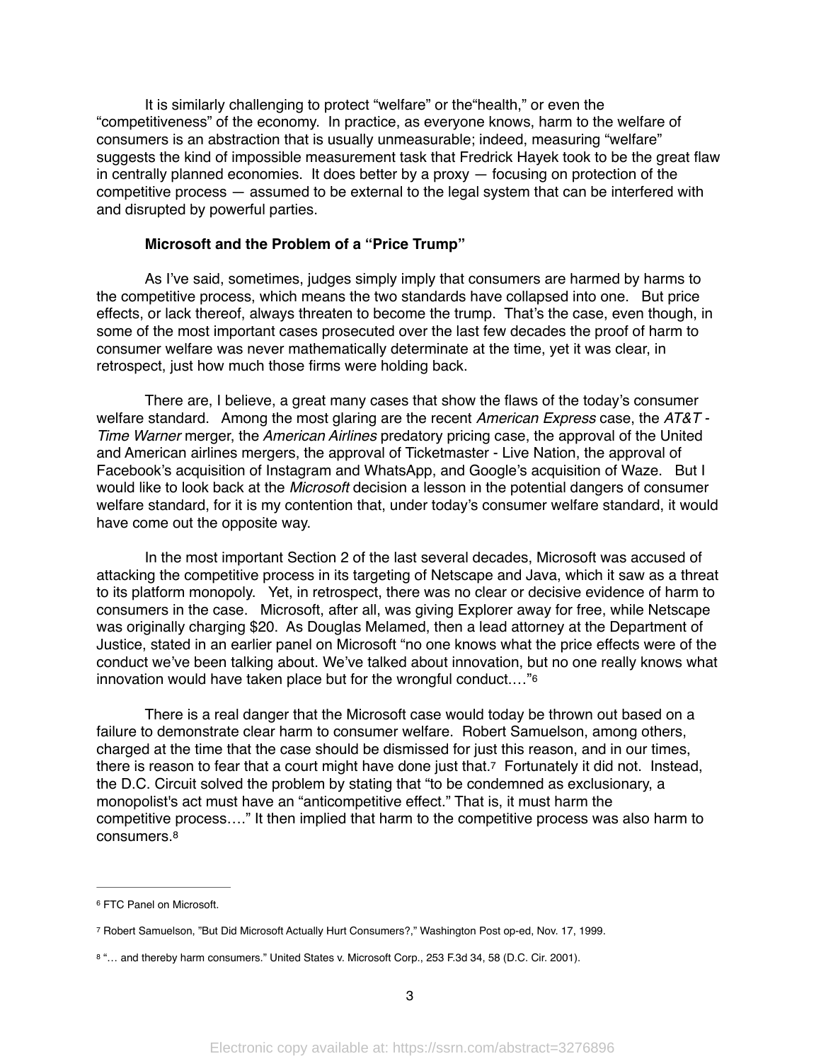It is similarly challenging to protect "welfare" or the"health," or even the "competitiveness" of the economy. In practice, as everyone knows, harm to the welfare of consumers is an abstraction that is usually unmeasurable; indeed, measuring "welfare" suggests the kind of impossible measurement task that Fredrick Hayek took to be the great flaw in centrally planned economies. It does better by a proxy — focusing on protection of the competitive process — assumed to be external to the legal system that can be interfered with and disrupted by powerful parties.

**Microsoft and the Problem of a "Price Trump"**

As I've said, sometimes, judges simply imply that consumers are harmed by harms to the competitive process, which means the two standards have collapsed into one. But price effects, or lack thereof, always threaten to become the trump. That's the case, even though, in some of the most important cases prosecuted over the last few decades the proof of harm to consumer welfare was never mathematically determinate at the time, yet it was clear, in retrospect, just how much those firms were holding back.

There are, I believe, a great many cases that show the flaws of the today's consumer welfare standard. Among the most glaring are the recent *American Express* case, the *AT&T - Time Warner* merger, the *American Airlines* predatory pricing case, the approval of the United and American airlines mergers, the approval of Ticketmaster - Live Nation, the approval of Facebook's acquisition of Instagram and WhatsApp, and Google's acquisition of Waze. But I would like to look back at the *Microsoft* decision a lesson in the potential dangers of consumer welfare standard, for it is my contention that, under today's consumer welfare standard, it would have come out the opposite way.

In the most important Section 2 of the last several decades, Microsoft was accused of attacking the competitive process in its targeting of Netscape and Java, which it saw as a threat to its platform monopoly. Yet, in retrospect, there was no clear or decisive evidence of harm to consumers in the case. Microsoft, after all, was giving Explorer away for free, while Netscape was originally charging $20. As Douglas Melamed, then a lead attorney at the Department of Justice, stated in an earlier panel on Microsoft "no one knows what the price effects were of the conduct we've been talking about. We've talked about innovation, but no one really knows what innovation would have taken place but for the wrongful conduct.…"[6]

There is a real danger that the Microsoft case would today be thrown out based on a failure to demonstrate clear harm to consumer welfare. Robert Samuelson, among others, charged at the time that the case should be dismissed for just this reason, and in our times, there is reason to fear that a court might have done just that.[7] Fortunately it did not. Instead, the D.C. Circuit solved the problem by stating that "to be condemned as exclusionary, a monopolist's act must have an "anticompetitive effect." That is, it must harm the competitive process…." It then implied that harm to the competitive process was also harm to consumers.[8]

---

[6] FTC Panel on Microsoft.

[7] Robert Samuelson, "But Did Microsoft Actually Hurt Consumers?," Washington Post op-ed, Nov. 17, 1999.

[8] "… and thereby harm consumers." United States v. Microsoft Corp., 253 F.3d 34, 58 (D.C. Cir. 2001).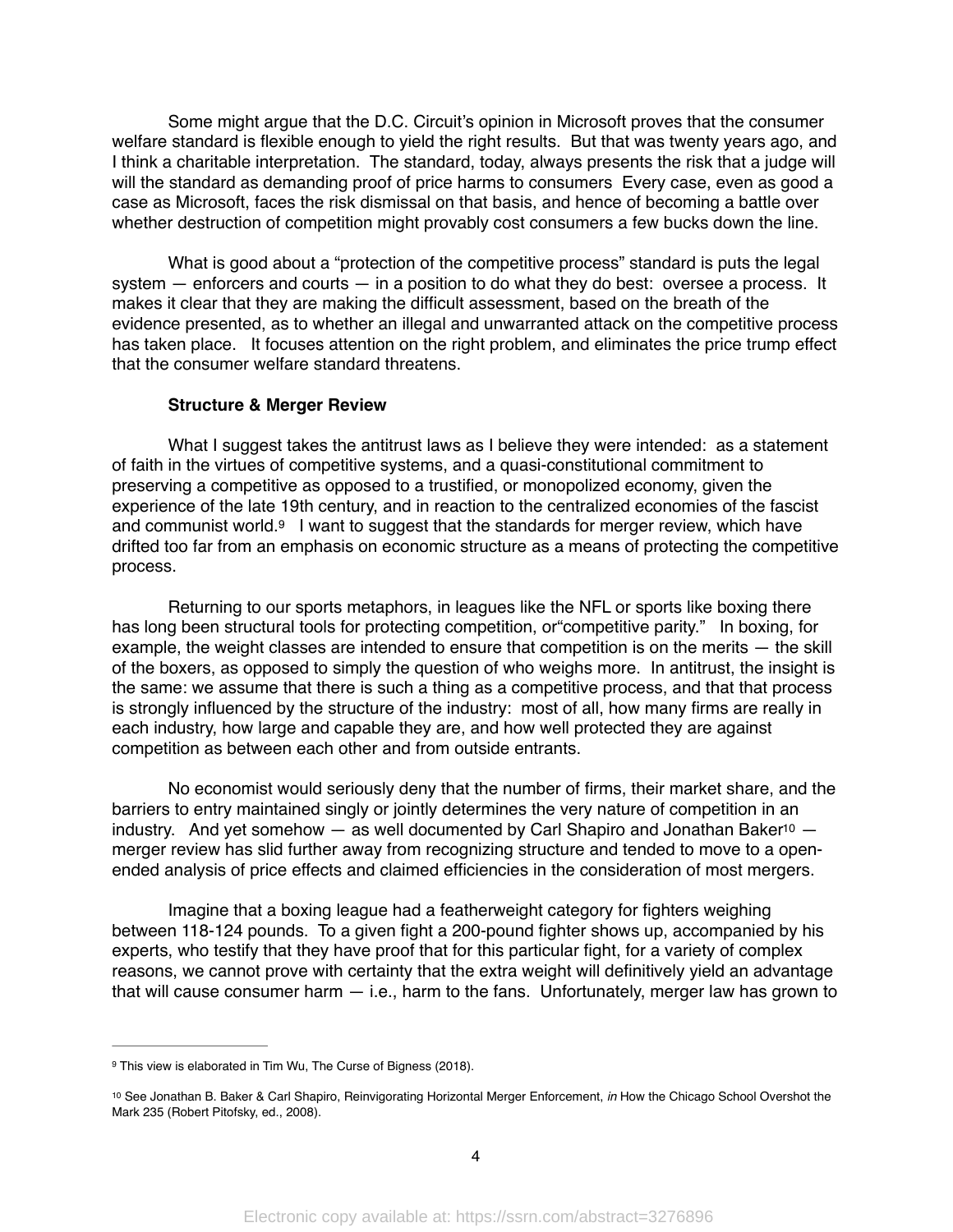Some might argue that the D.C. Circuit's opinion in Microsoft proves that the consumer welfare standard is flexible enough to yield the right results. But that was twenty years ago, and I think a charitable interpretation. The standard, today, always presents the risk that a judge will will the standard as demanding proof of price harms to consumers Every case, even as good a case as Microsoft, faces the risk dismissal on that basis, and hence of becoming a battle over whether destruction of competition might provably cost consumers a few bucks down the line.

What is good about a "protection of the competitive process" standard is puts the legal system — enforcers and courts — in a position to do what they do best: oversee a process. It makes it clear that they are making the difficult assessment, based on the breath of the evidence presented, as to whether an illegal and unwarranted attack on the competitive process has taken place. It focuses attention on the right problem, and eliminates the price trump effect that the consumer welfare standard threatens.

**Structure & Merger Review**

What I suggest takes the antitrust laws as I believe they were intended: as a statement of faith in the virtues of competitive systems, and a quasi-constitutional commitment to preserving a competitive as opposed to a trustified, or monopolized economy, given the experience of the late 19th century, and in reaction to the centralized economies of the fascist and communist world.[9] I want to suggest that the standards for merger review, which have drifted too far from an emphasis on economic structure as a means of protecting the competitive process.

Returning to our sports metaphors, in leagues like the NFL or sports like boxing there has long been structural tools for protecting competition, or"competitive parity." In boxing, for example, the weight classes are intended to ensure that competition is on the merits — the skill of the boxers, as opposed to simply the question of who weighs more. In antitrust, the insight is the same: we assume that there is such a thing as a competitive process, and that that process is strongly influenced by the structure of the industry: most of all, how many firms are really in each industry, how large and capable they are, and how well protected they are against competition as between each other and from outside entrants.

No economist would seriously deny that the number of firms, their market share, and the barriers to entry maintained singly or jointly determines the very nature of competition in an industry. And yet somehow — as well documented by Carl Shapiro and Jonathan Baker[10] — merger review has slid further away from recognizing structure and tended to move to a open-ended analysis of price effects and claimed efficiencies in the consideration of most mergers.

Imagine that a boxing league had a featherweight category for fighters weighing between 118-124 pounds. To a given fight a 200-pound fighter shows up, accompanied by his experts, who testify that they have proof that for this particular fight, for a variety of complex reasons, we cannot prove with certainty that the extra weight will definitively yield an advantage that will cause consumer harm — i.e., harm to the fans. Unfortunately, merger law has grown to

---

[9] This view is elaborated in Tim Wu, The Curse of Bigness (2018).

[10] See Jonathan B. Baker & Carl Shapiro, Reinvigorating Horizontal Merger Enforcement, *in* How the Chicago School Overshot the Mark 235 (Robert Pitofsky, ed., 2008).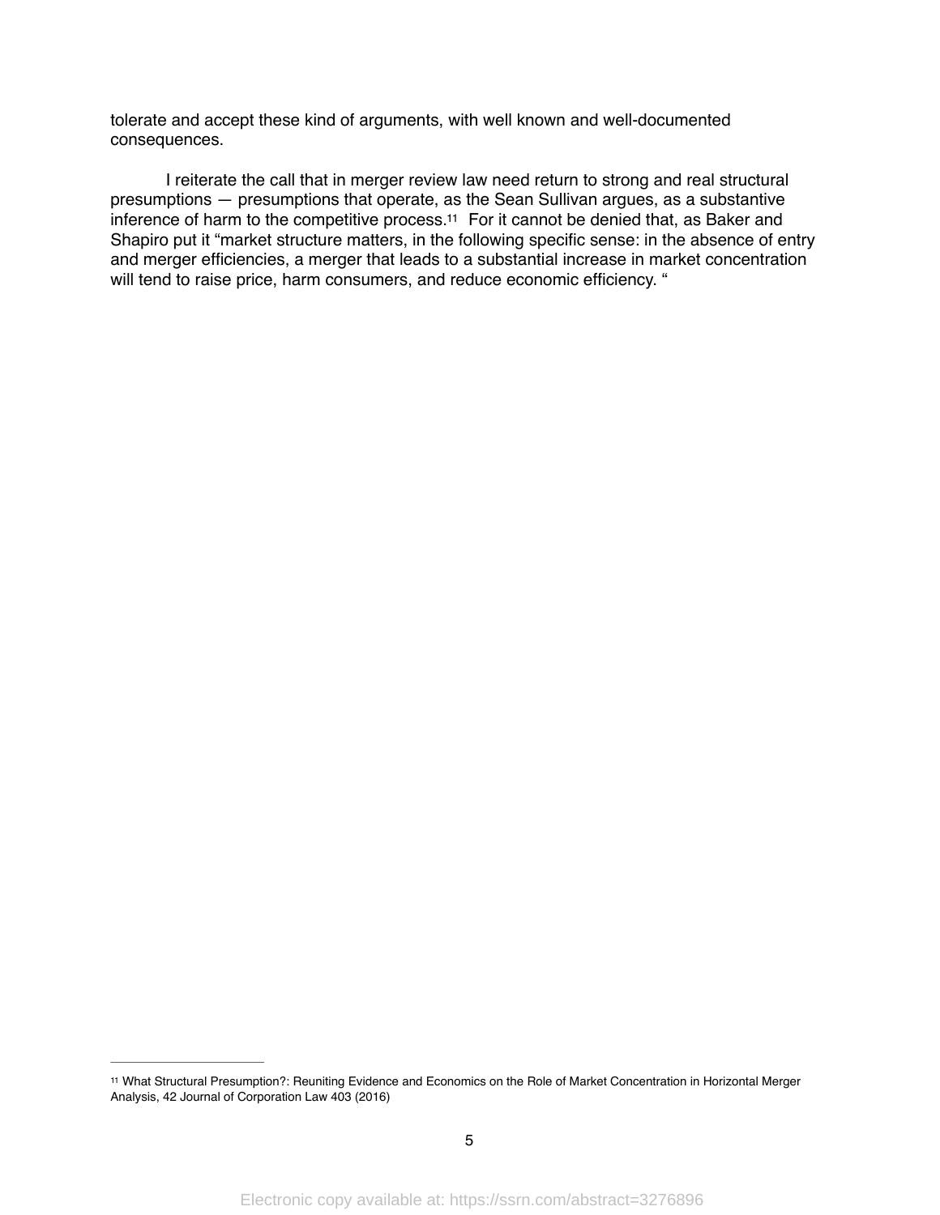tolerate and accept these kind of arguments, with well known and well-documented consequences.

I reiterate the call that in merger review law need return to strong and real structural presumptions — presumptions that operate, as the Sean Sullivan argues, as a substantive inference of harm to the competitive process.[11] For it cannot be denied that, as Baker and Shapiro put it "market structure matters, in the following specific sense: in the absence of entry and merger efficiencies, a merger that leads to a substantial increase in market concentration will tend to raise price, harm consumers, and reduce economic efficiency. "

---

[11] What Structural Presumption?: Reuniting Evidence and Economics on the Role of Market Concentration in Horizontal Merger Analysis, 42 Journal of Corporation Law 403 (2016)

Electronic copy available at: https://ssrn.com/abstract=3276896